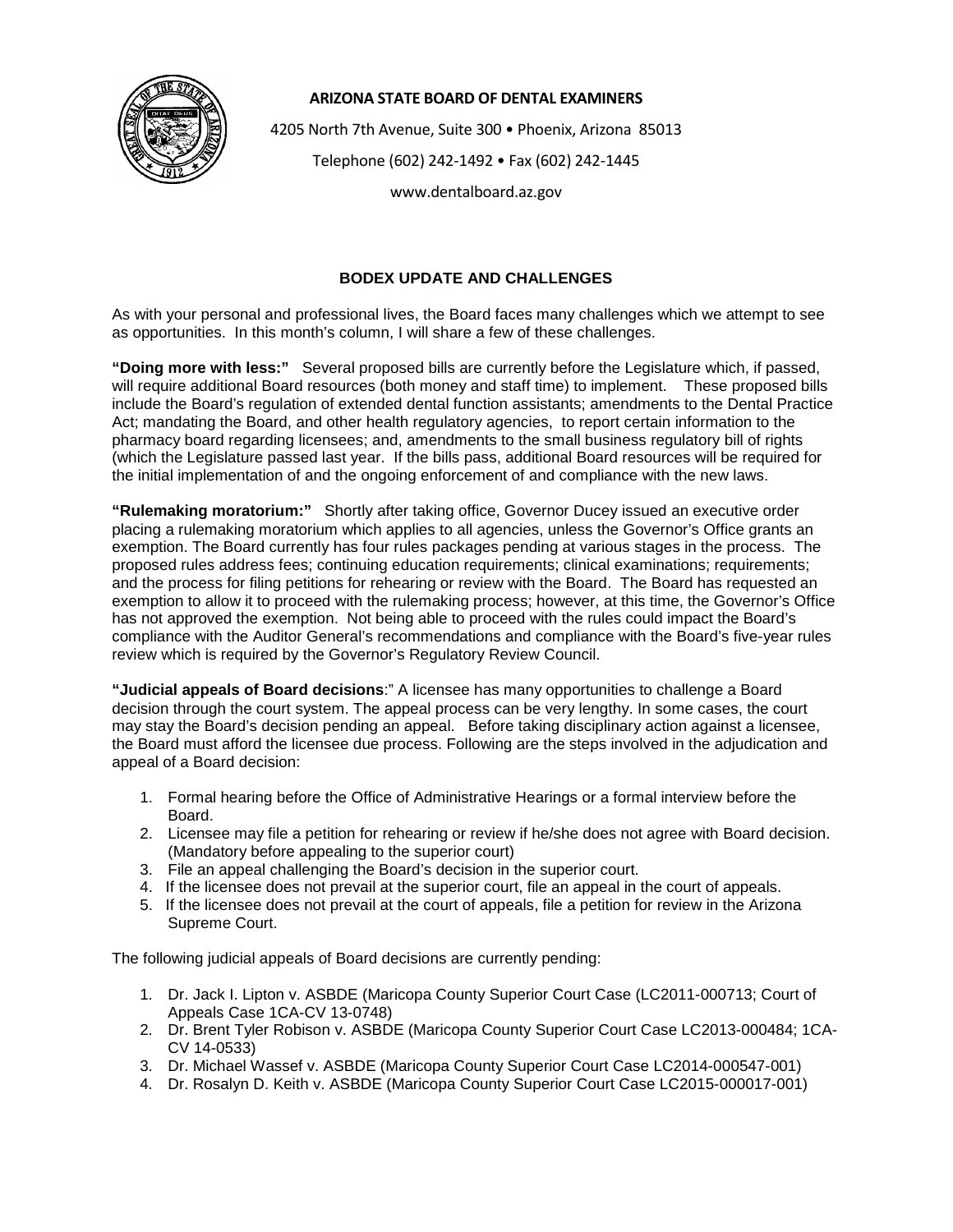**ARIZONA STATE BOARD OF DENTAL EXAMINERS**

4205 North 7th Avenue, Suite 300 • Phoenix, Arizona 85013

Telephone (602) 242-1492 • Fax (602) 242-1445

www.dentalboard.az.gov

## BODEX UPDATE AND CHALLENGES

As with your personal and professional lives, the Board faces many challenges which we attempt to see as opportunities. In this month's column, I will share a few of these challenges.

**"Doing more with less:"** Several proposed bills are currently before the Legislature which, if passed, will require additional Board resources (both money and staff time) to implement. These proposed bills include the Board's regulation of extended dental function assistants; amendments to the Dental Practice Act; mandating the Board, and other health regulatory agencies, to report certain information to the pharmacy board regarding licensees; and, amendments to the small business regulatory bill of rights (which the Legislature passed last year. If the bills pass, additional Board resources will be required for the initial implementation of and the ongoing enforcement of and compliance with the new laws.

**"Rulemaking moratorium:"** Shortly after taking office, Governor Ducey issued an executive order placing a rulemaking moratorium which applies to all agencies, unless the Governor's Office grants an exemption. The Board currently has four rules packages pending at various stages in the process. The proposed rules address fees; continuing education requirements; clinical examinations; requirements; and the process for filing petitions for rehearing or review with the Board. The Board has requested an exemption to allow it to proceed with the rulemaking process; however, at this time, the Governor's Office has not approved the exemption. Not being able to proceed with the rules could impact the Board's compliance with the Auditor General's recommendations and compliance with the Board's five-year rules review which is required by the Governor's Regulatory Review Council.

**"Judicial appeals of Board decisions**:" A licensee has many opportunities to challenge a Board decision through the court system. The appeal process can be very lengthy. In some cases, the court may stay the Board's decision pending an appeal. Before taking disciplinary action against a licensee, the Board must afford the licensee due process. Following are the steps involved in the adjudication and appeal of a Board decision:

1. Formal hearing before the Office of Administrative Hearings or a formal interview before the Board.
2. Licensee may file a petition for rehearing or review if he/she does not agree with Board decision. (Mandatory before appealing to the superior court)
3. File an appeal challenging the Board's decision in the superior court.
4. If the licensee does not prevail at the superior court, file an appeal in the court of appeals.
5. If the licensee does not prevail at the court of appeals, file a petition for review in the Arizona Supreme Court.

The following judicial appeals of Board decisions are currently pending:

1. Dr. Jack I. Lipton v. ASBDE (Maricopa County Superior Court Case (LC2011-000713; Court of Appeals Case 1CA-CV 13-0748)
2. Dr. Brent Tyler Robison v. ASBDE (Maricopa County Superior Court Case LC2013-000484; 1CA-CV 14-0533)
3. Dr. Michael Wassef v. ASBDE (Maricopa County Superior Court Case LC2014-000547-001)
4. Dr. Rosalyn D. Keith v. ASBDE (Maricopa County Superior Court Case LC2015-000017-001)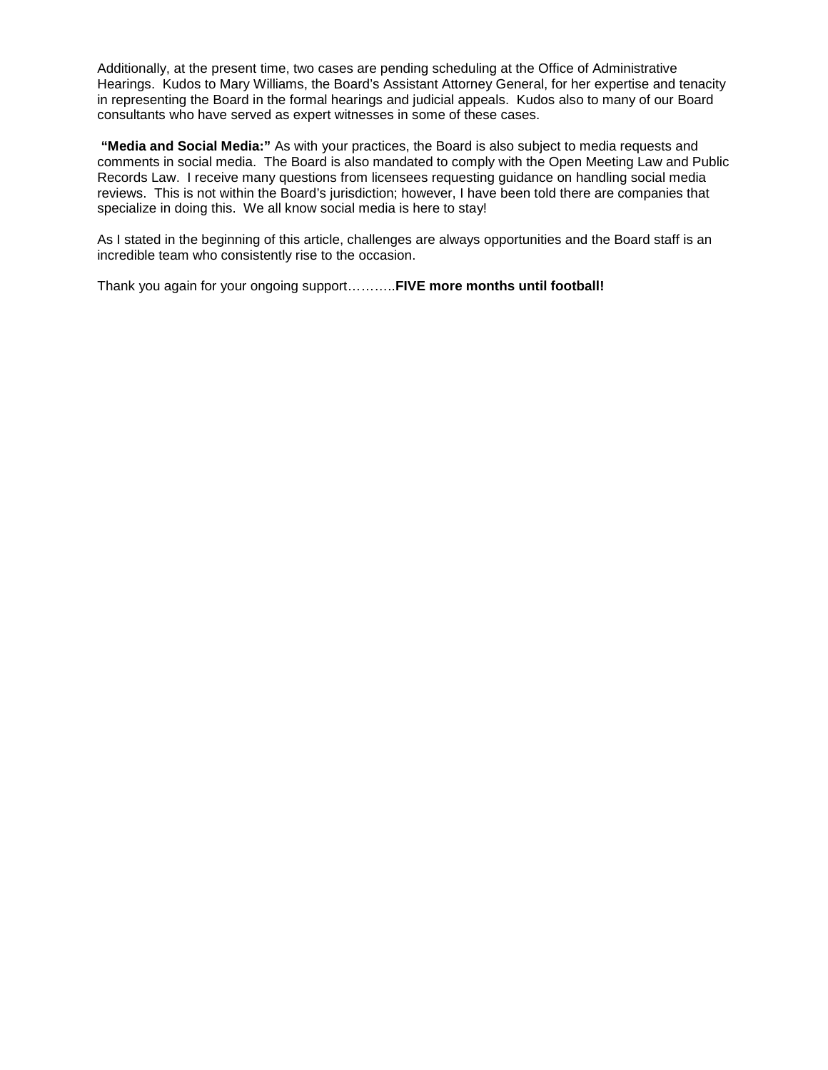Additionally, at the present time, two cases are pending scheduling at the Office of Administrative Hearings. Kudos to Mary Williams, the Board's Assistant Attorney General, for her expertise and tenacity in representing the Board in the formal hearings and judicial appeals. Kudos also to many of our Board consultants who have served as expert witnesses in some of these cases.

**"Media and Social Media:"** As with your practices, the Board is also subject to media requests and comments in social media. The Board is also mandated to comply with the Open Meeting Law and Public Records Law. I receive many questions from licensees requesting guidance on handling social media reviews. This is not within the Board's jurisdiction; however, I have been told there are companies that specialize in doing this. We all know social media is here to stay!

As I stated in the beginning of this article, challenges are always opportunities and the Board staff is an incredible team who consistently rise to the occasion.

Thank you again for your ongoing support………..**FIVE more months until football!**